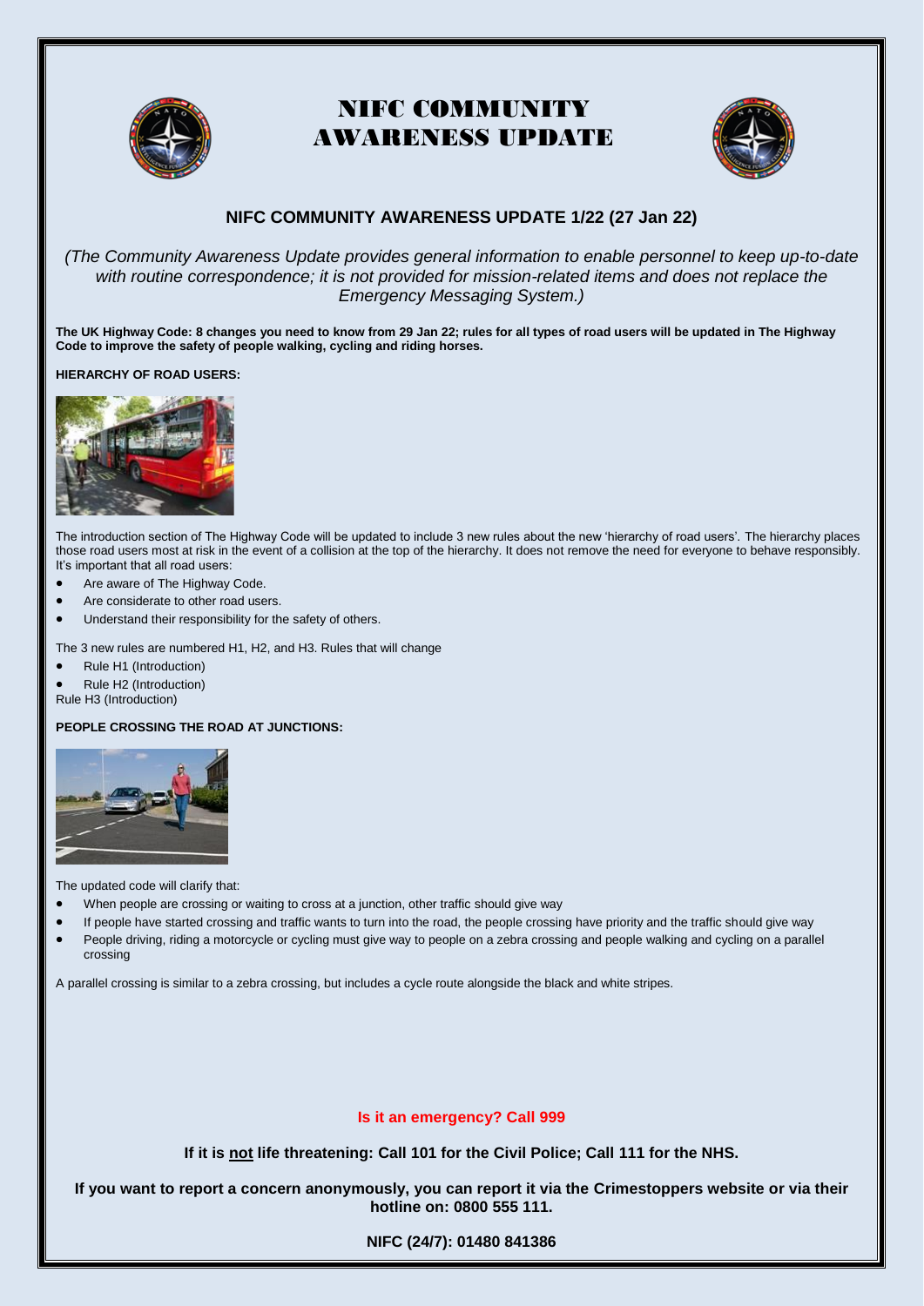# NIFC COMMUNITY AWARENESS UPDATE

## NIFC COMMUNITY AWARENESS UPDATE 1/22 (27 Jan 22)

*(The Community Awareness Update provides general information to enable personnel to keep up-to-date with routine correspondence; it is not provided for mission-related items and does not replace the Emergency Messaging System.)*

**The UK Highway Code: 8 changes you need to know from 29 Jan 22; rules for all types of road users will be updated in The Highway Code to improve the safety of people walking, cycling and riding horses.**

**HIERARCHY OF ROAD USERS:**

The introduction section of The Highway Code will be updated to include 3 new rules about the new 'hierarchy of road users'. The hierarchy places those road users most at risk in the event of a collision at the top of the hierarchy. It does not remove the need for everyone to behave responsibly. It's important that all road users:

- Are aware of The Highway Code.
- Are considerate to other road users.
- Understand their responsibility for the safety of others.

The 3 new rules are numbered H1, H2, and H3. Rules that will change

- Rule H1 (Introduction)
- Rule H2 (Introduction)

Rule H3 (Introduction)

**PEOPLE CROSSING THE ROAD AT JUNCTIONS:**

The updated code will clarify that:

- When people are crossing or waiting to cross at a junction, other traffic should give way
- If people have started crossing and traffic wants to turn into the road, the people crossing have priority and the traffic should give way
- People driving, riding a motorcycle or cycling must give way to people on a zebra crossing and people walking and cycling on a parallel crossing

A parallel crossing is similar to a zebra crossing, but includes a cycle route alongside the black and white stripes.

**Is it an emergency? Call 999**

**If it is not life threatening: Call 101 for the Civil Police; Call 111 for the NHS.**

**If you want to report a concern anonymously, you can report it via the Crimestoppers website or via their hotline on: 0800 555 111.**

**NIFC (24/7): 01480 841386**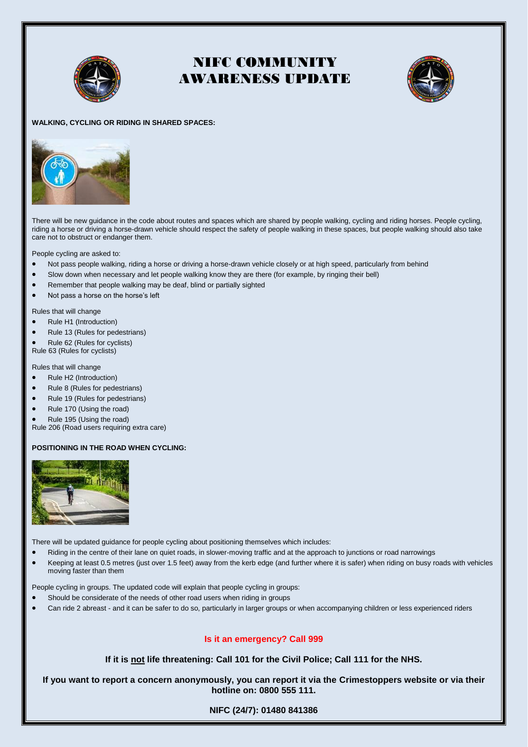# NIFC COMMUNITY AWARENESS UPDATE

**WALKING, CYCLING OR RIDING IN SHARED SPACES:**

There will be new guidance in the code about routes and spaces which are shared by people walking, cycling and riding horses. People cycling, riding a horse or driving a horse-drawn vehicle should respect the safety of people walking in these spaces, but people walking should also take care not to obstruct or endanger them.

People cycling are asked to:

- Not pass people walking, riding a horse or driving a horse-drawn vehicle closely or at high speed, particularly from behind
- Slow down when necessary and let people walking know they are there (for example, by ringing their bell)
- Remember that people walking may be deaf, blind or partially sighted
- Not pass a horse on the horse's left

Rules that will change

- Rule H1 (Introduction)
- Rule 13 (Rules for pedestrians)
- Rule 62 (Rules for cyclists)

Rule 63 (Rules for cyclists)

Rules that will change

- Rule H2 (Introduction)
- Rule 8 (Rules for pedestrians)
- Rule 19 (Rules for pedestrians)
- Rule 170 (Using the road)
- Rule 195 (Using the road)

Rule 206 (Road users requiring extra care)

**POSITIONING IN THE ROAD WHEN CYCLING:**

There will be updated guidance for people cycling about positioning themselves which includes:

- Riding in the centre of their lane on quiet roads, in slower-moving traffic and at the approach to junctions or road narrowings
- Keeping at least 0.5 metres (just over 1.5 feet) away from the kerb edge (and further where it is safer) when riding on busy roads with vehicles moving faster than them

People cycling in groups. The updated code will explain that people cycling in groups:

- Should be considerate of the needs of other road users when riding in groups
- Can ride 2 abreast - and it can be safer to do so, particularly in larger groups or when accompanying children or less experienced riders

**Is it an emergency? Call 999**

**If it is <u>not</u> life threatening: Call 101 for the Civil Police; Call 111 for the NHS.**

**If you want to report a concern anonymously, you can report it via the Crimestoppers website or via their hotline on: 0800 555 111.**

**NIFC (24/7): 01480 841386**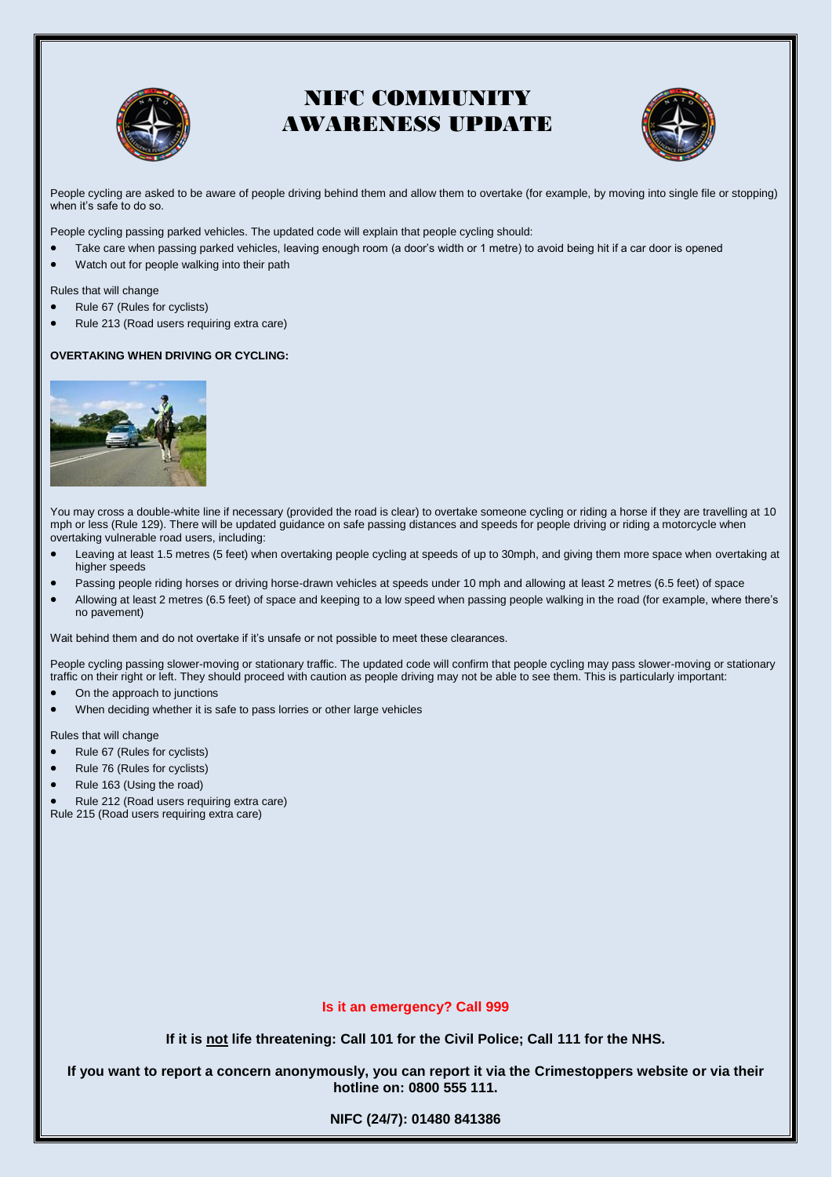# NIFC COMMUNITY AWARENESS UPDATE

People cycling are asked to be aware of people driving behind them and allow them to overtake (for example, by moving into single file or stopping) when it's safe to do so.

People cycling passing parked vehicles. The updated code will explain that people cycling should:

- Take care when passing parked vehicles, leaving enough room (a door's width or 1 metre) to avoid being hit if a car door is opened
- Watch out for people walking into their path

Rules that will change

- Rule 67 (Rules for cyclists)
- Rule 213 (Road users requiring extra care)

**OVERTAKING WHEN DRIVING OR CYCLING:**

You may cross a double-white line if necessary (provided the road is clear) to overtake someone cycling or riding a horse if they are travelling at 10 mph or less (Rule 129). There will be updated guidance on safe passing distances and speeds for people driving or riding a motorcycle when overtaking vulnerable road users, including:

- Leaving at least 1.5 metres (5 feet) when overtaking people cycling at speeds of up to 30mph, and giving them more space when overtaking at higher speeds
- Passing people riding horses or driving horse-drawn vehicles at speeds under 10 mph and allowing at least 2 metres (6.5 feet) of space
- Allowing at least 2 metres (6.5 feet) of space and keeping to a low speed when passing people walking in the road (for example, where there's no pavement)

Wait behind them and do not overtake if it's unsafe or not possible to meet these clearances.

People cycling passing slower-moving or stationary traffic. The updated code will confirm that people cycling may pass slower-moving or stationary traffic on their right or left. They should proceed with caution as people driving may not be able to see them. This is particularly important:

- On the approach to junctions
- When deciding whether it is safe to pass lorries or other large vehicles

Rules that will change

- Rule 67 (Rules for cyclists)
- Rule 76 (Rules for cyclists)
- Rule 163 (Using the road)
- Rule 212 (Road users requiring extra care)

Rule 215 (Road users requiring extra care)

**Is it an emergency? Call 999**

**If it is <u>not</u> life threatening: Call 101 for the Civil Police; Call 111 for the NHS.**

**If you want to report a concern anonymously, you can report it via the Crimestoppers website or via their hotline on: 0800 555 111.**

**NIFC (24/7): 01480 841386**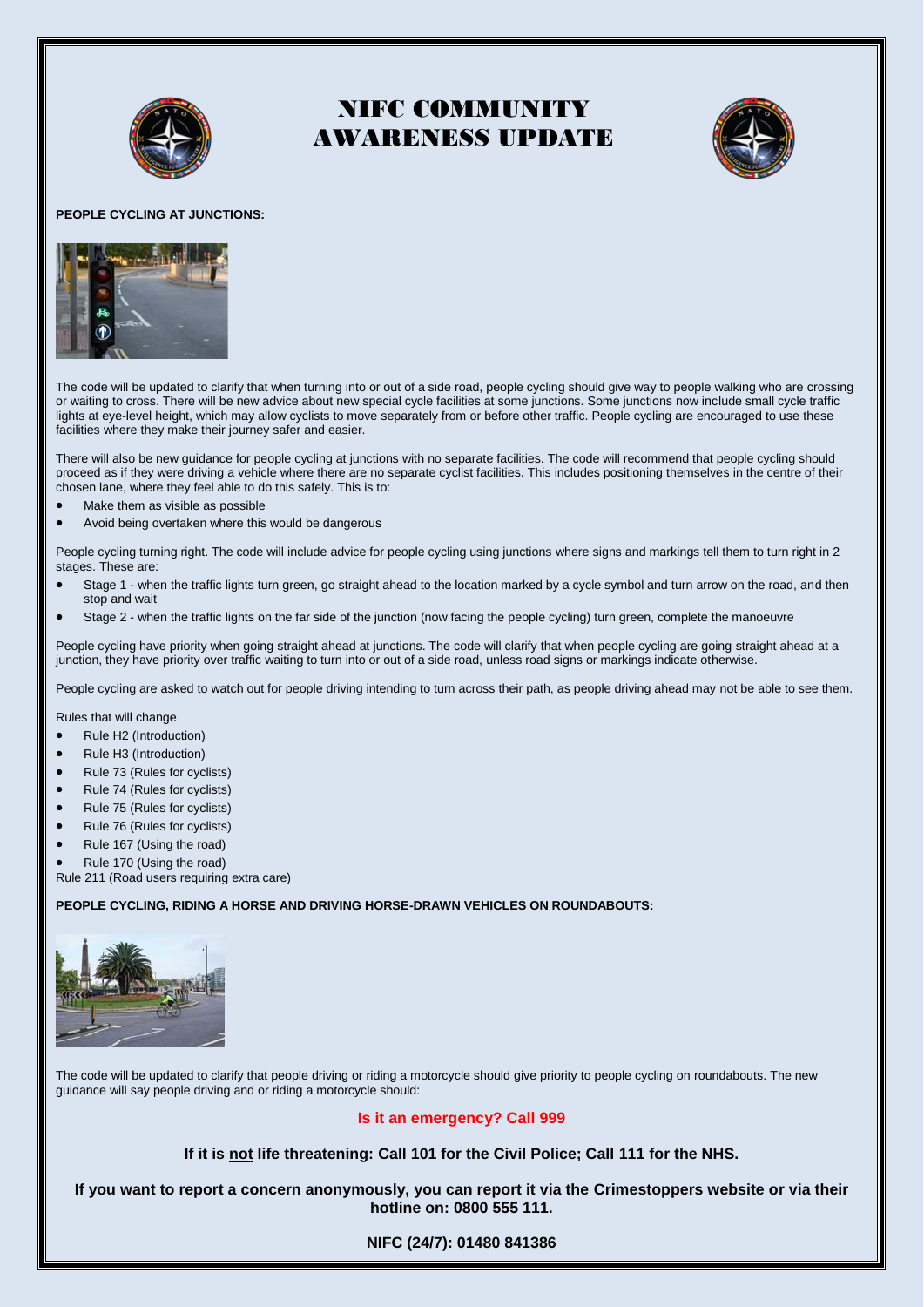# NIFC COMMUNITY AWARENESS UPDATE

**PEOPLE CYCLING AT JUNCTIONS:**

The code will be updated to clarify that when turning into or out of a side road, people cycling should give way to people walking who are crossing or waiting to cross. There will be new advice about new special cycle facilities at some junctions. Some junctions now include small cycle traffic lights at eye-level height, which may allow cyclists to move separately from or before other traffic. People cycling are encouraged to use these facilities where they make their journey safer and easier.

There will also be new guidance for people cycling at junctions with no separate facilities. The code will recommend that people cycling should proceed as if they were driving a vehicle where there are no separate cyclist facilities. This includes positioning themselves in the centre of their chosen lane, where they feel able to do this safely. This is to:

- Make them as visible as possible
- Avoid being overtaken where this would be dangerous

People cycling turning right. The code will include advice for people cycling using junctions where signs and markings tell them to turn right in 2 stages. These are:

- Stage 1 - when the traffic lights turn green, go straight ahead to the location marked by a cycle symbol and turn arrow on the road, and then stop and wait
- Stage 2 - when the traffic lights on the far side of the junction (now facing the people cycling) turn green, complete the manoeuvre

People cycling have priority when going straight ahead at junctions. The code will clarify that when people cycling are going straight ahead at a junction, they have priority over traffic waiting to turn into or out of a side road, unless road signs or markings indicate otherwise.

People cycling are asked to watch out for people driving intending to turn across their path, as people driving ahead may not be able to see them.

Rules that will change

- Rule H2 (Introduction)
- Rule H3 (Introduction)
- Rule 73 (Rules for cyclists)
- Rule 74 (Rules for cyclists)
- Rule 75 (Rules for cyclists)
- Rule 76 (Rules for cyclists)
- Rule 167 (Using the road)
- Rule 170 (Using the road)

Rule 211 (Road users requiring extra care)

**PEOPLE CYCLING, RIDING A HORSE AND DRIVING HORSE-DRAWN VEHICLES ON ROUNDABOUTS:**

The code will be updated to clarify that people driving or riding a motorcycle should give priority to people cycling on roundabouts. The new guidance will say people driving and or riding a motorcycle should:

**Is it an emergency? Call 999**

**If it is <u>not</u> life threatening: Call 101 for the Civil Police; Call 111 for the NHS.**

**If you want to report a concern anonymously, you can report it via the Crimestoppers website or via their hotline on: 0800 555 111.**

**NIFC (24/7): 01480 841386**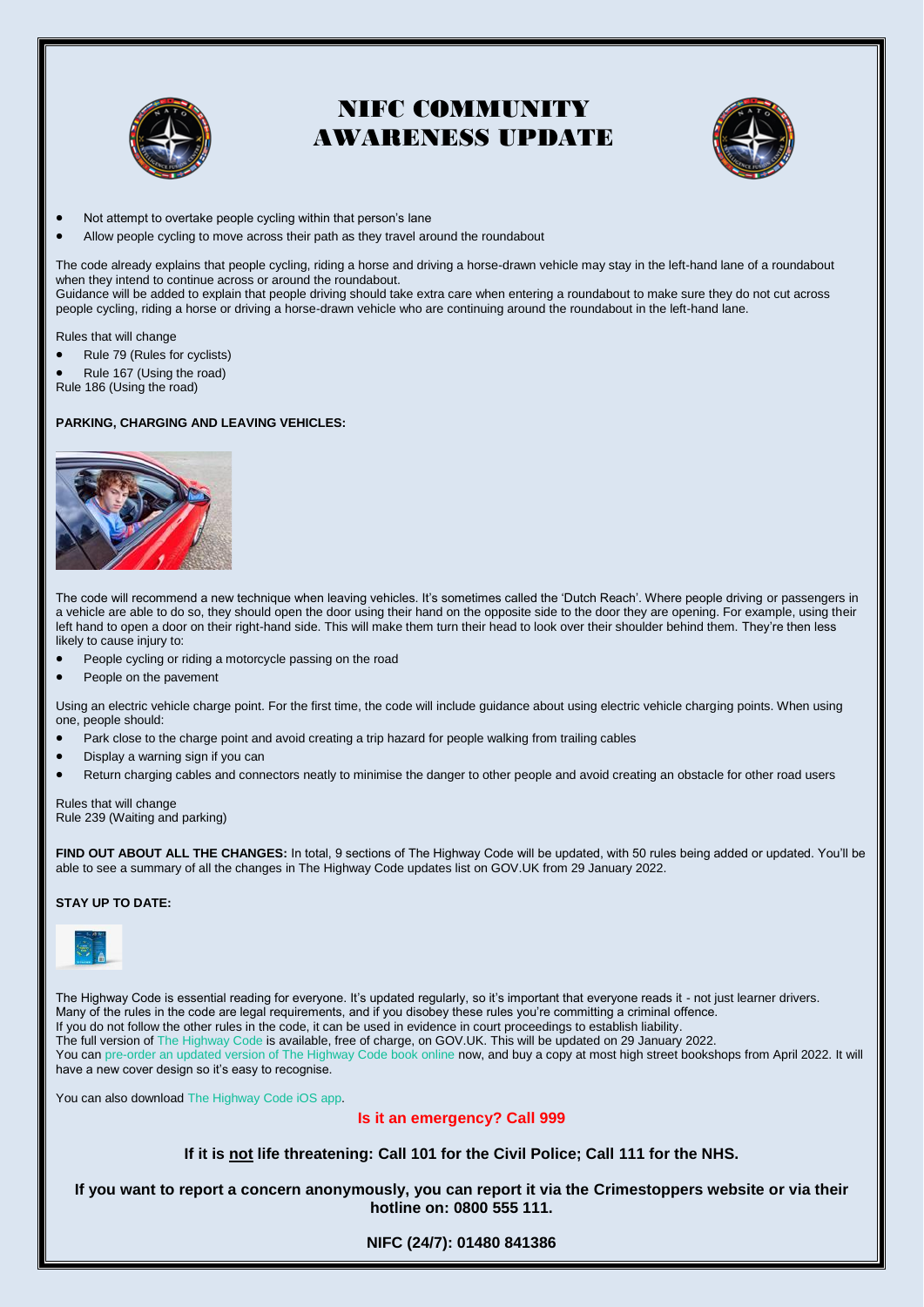# NIFC COMMUNITY AWARENESS UPDATE

- Not attempt to overtake people cycling within that person's lane
- Allow people cycling to move across their path as they travel around the roundabout

The code already explains that people cycling, riding a horse and driving a horse-drawn vehicle may stay in the left-hand lane of a roundabout when they intend to continue across or around the roundabout.
Guidance will be added to explain that people driving should take extra care when entering a roundabout to make sure they do not cut across people cycling, riding a horse or driving a horse-drawn vehicle who are continuing around the roundabout in the left-hand lane.

Rules that will change

- Rule 79 (Rules for cyclists)
- Rule 167 (Using the road)

Rule 186 (Using the road)

**PARKING, CHARGING AND LEAVING VEHICLES:**

The code will recommend a new technique when leaving vehicles. It's sometimes called the 'Dutch Reach'. Where people driving or passengers in a vehicle are able to do so, they should open the door using their hand on the opposite side to the door they are opening. For example, using their left hand to open a door on their right-hand side. This will make them turn their head to look over their shoulder behind them. They're then less likely to cause injury to:

- People cycling or riding a motorcycle passing on the road
- People on the pavement

Using an electric vehicle charge point. For the first time, the code will include guidance about using electric vehicle charging points. When using one, people should:

- Park close to the charge point and avoid creating a trip hazard for people walking from trailing cables
- Display a warning sign if you can
- Return charging cables and connectors neatly to minimise the danger to other people and avoid creating an obstacle for other road users

Rules that will change
Rule 239 (Waiting and parking)

**FIND OUT ABOUT ALL THE CHANGES:** In total, 9 sections of The Highway Code will be updated, with 50 rules being added or updated. You'll be able to see a summary of all the changes in The Highway Code updates list on GOV.UK from 29 January 2022.

**STAY UP TO DATE:**

The Highway Code is essential reading for everyone. It's updated regularly, so it's important that everyone reads it - not just learner drivers.
Many of the rules in the code are legal requirements, and if you disobey these rules you're committing a criminal offence.
If you do not follow the other rules in the code, it can be used in evidence in court proceedings to establish liability.
The full version of The Highway Code is available, free of charge, on GOV.UK. This will be updated on 29 January 2022.
You can pre-order an updated version of The Highway Code book online now, and buy a copy at most high street bookshops from April 2022. It will have a new cover design so it's easy to recognise.

You can also download The Highway Code iOS app.

**Is it an emergency? Call 999**

**If it is not life threatening: Call 101 for the Civil Police; Call 111 for the NHS.**

**If you want to report a concern anonymously, you can report it via the Crimestoppers website or via their hotline on: 0800 555 111.**

**NIFC (24/7): 01480 841386**